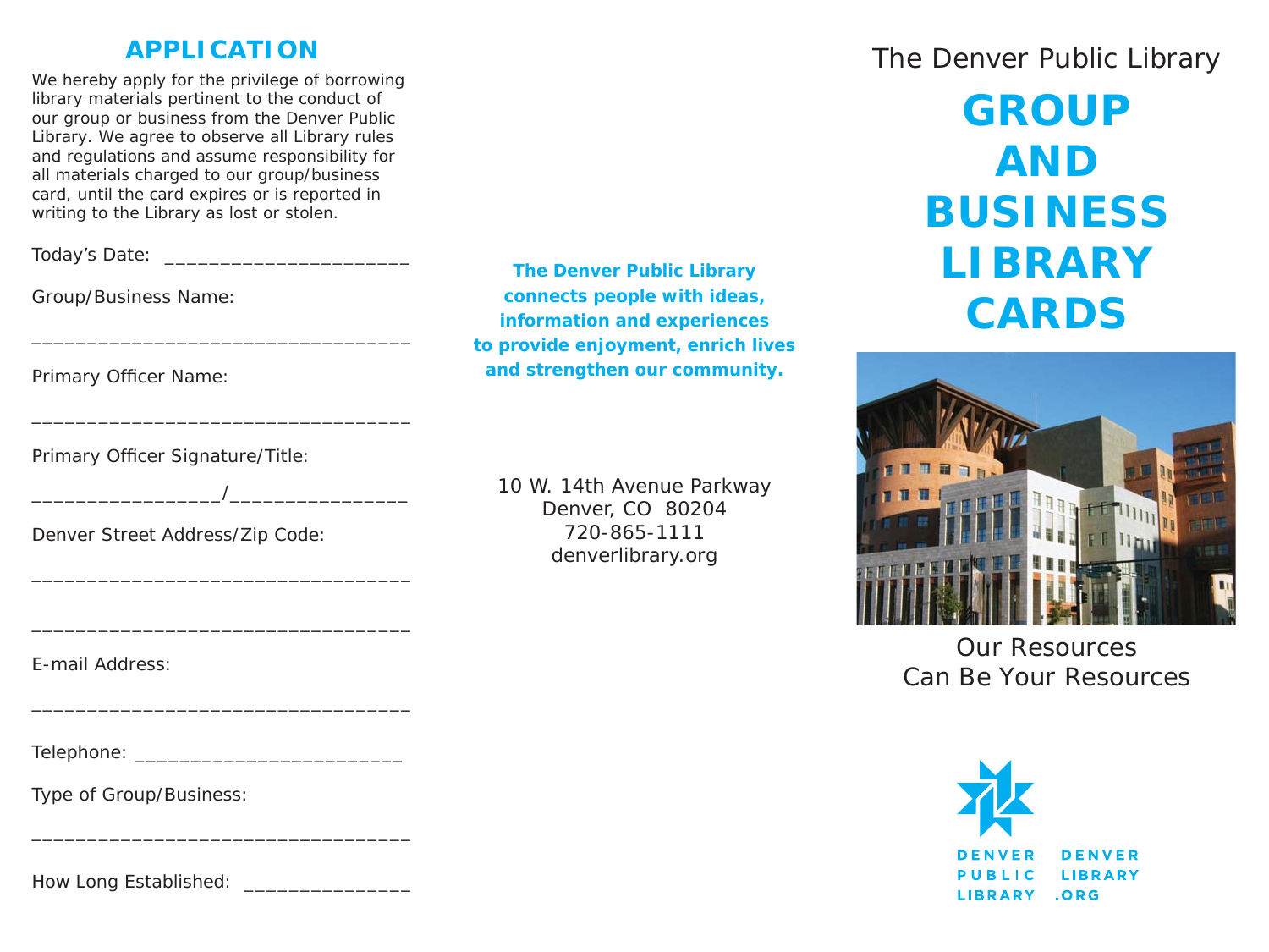## APPLICATION

We hereby apply for the privilege of borrowing library materials pertinent to the conduct of our group or business from the Denver Public Library. We agree to observe all Library rules and regulations and assume responsibility for all materials charged to our group/business card, until the card expires or is reported in writing to the Library as lost or stolen.

Today's Date: ______________________

Group/Business Name:

_________________________________

Primary Officer Name:

_________________________________

Primary Officer Signature/Title:

________________/_______________

Denver Street Address/Zip Code:

_________________________________

_________________________________

E-mail Address:

_________________________________

Telephone: _______________________

Type of Group/Business:

_________________________________

How Long Established: ______________

**The Denver Public Library connects people with ideas, information and experiences to provide enjoyment, enrich lives and strengthen our community.**

10 W. 14th Avenue Parkway
Denver, CO 80204
720-865-1111
denverlibrary.org

The Denver Public Library

# GROUP AND BUSINESS LIBRARY CARDS

Our Resources
Can Be Your Resources

DENVER PUBLIC LIBRARY

DENVER LIBRARY .ORG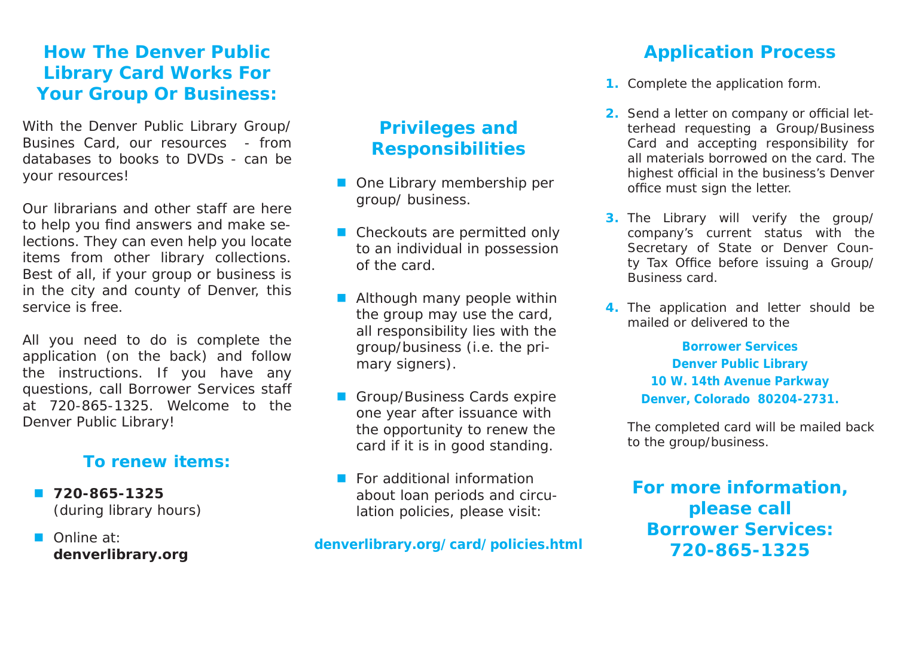## How The Denver Public Library Card Works For Your Group Or Business:

With the Denver Public Library Group/ Busines Card, our resources - from databases to books to DVDs - can be your resources!

Our librarians and other staff are here to help you find answers and make selections. They can even help you locate items from other library collections. Best of all, if your group or business is in the city and county of Denver, this service is free.

All you need to do is complete the application (on the back) and follow the instructions. If you have any questions, call Borrower Services staff at 720-865-1325. Welcome to the Denver Public Library!

### To renew items:

- **720-865-1325** (during library hours)
- Online at: **denverlibrary.org**

## Privileges and Responsibilities

- One Library membership per group/ business.
- Checkouts are permitted only to an individual in possession of the card.
- Although many people within the group may use the card, all responsibility lies with the group/business (i.e. the primary signers).
- Group/Business Cards expire one year after issuance with the opportunity to renew the card if it is in good standing.
- For additional information about loan periods and circulation policies, please visit:

**denverlibrary.org/ card/ policies.html**

## Application Process

1. Complete the application form.
2. Send a letter on company or official letterhead requesting a Group/Business Card and accepting responsibility for all materials borrowed on the card. The highest official in the business's Denver office must sign the letter.
3. The Library will verify the group/ company's current status with the Secretary of State or Denver County Tax Office before issuing a Group/ Business card.
4. The application and letter should be mailed or delivered to the

**Borrower Services**
**Denver Public Library**
**10 W. 14th Avenue Parkway**
**Denver, Colorado 80204-2731.**

The completed card will be mailed back to the group/business.

## For more information, please call Borrower Services: 720-865-1325